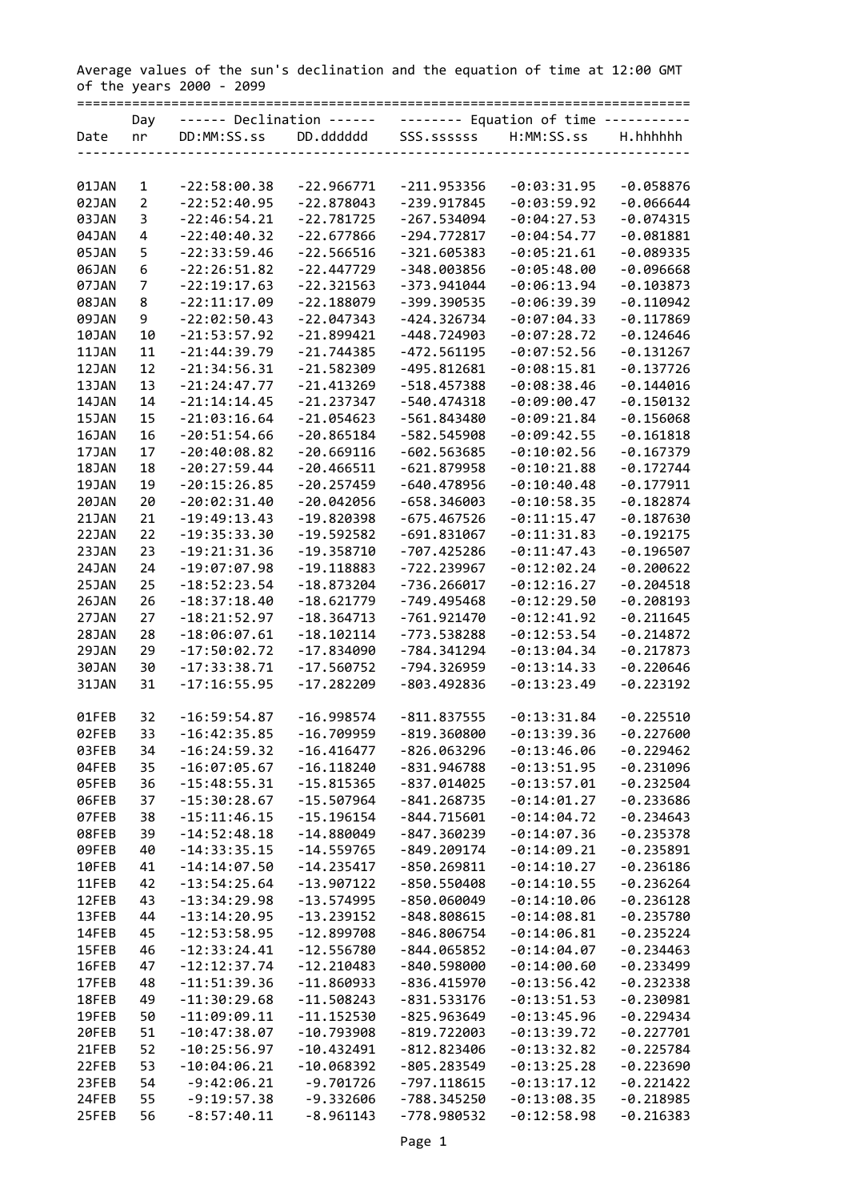Average values of the sun's declination and the equation of time at 12:00 GMT of the years 2000 - 2099

| Date | Day nr | Declination DD:MM:SS.ss | Declination DD.dddddd | Equation of time SSS.ssssss | Equation of time H:MM:SS.ss | Equation of time H.hhhhhh |
|---|---|---|---|---|---|---|
| 01JAN | 1 | -22:58:00.38 | -22.966771 | -211.953356 | -0:03:31.95 | -0.058876 |
| 02JAN | 2 | -22:52:40.95 | -22.878043 | -239.917845 | -0:03:59.92 | -0.066644 |
| 03JAN | 3 | -22:46:54.21 | -22.781725 | -267.534094 | -0:04:27.53 | -0.074315 |
| 04JAN | 4 | -22:40:40.32 | -22.677866 | -294.772817 | -0:04:54.77 | -0.081881 |
| 05JAN | 5 | -22:33:59.46 | -22.566516 | -321.605383 | -0:05:21.61 | -0.089335 |
| 06JAN | 6 | -22:26:51.82 | -22.447729 | -348.003856 | -0:05:48.00 | -0.096668 |
| 07JAN | 7 | -22:19:17.63 | -22.321563 | -373.941044 | -0:06:13.94 | -0.103873 |
| 08JAN | 8 | -22:11:17.09 | -22.188079 | -399.390535 | -0:06:39.39 | -0.110942 |
| 09JAN | 9 | -22:02:50.43 | -22.047343 | -424.326734 | -0:07:04.33 | -0.117869 |
| 10JAN | 10 | -21:53:57.92 | -21.899421 | -448.724903 | -0:07:28.72 | -0.124646 |
| 11JAN | 11 | -21:44:39.79 | -21.744385 | -472.561195 | -0:07:52.56 | -0.131267 |
| 12JAN | 12 | -21:34:56.31 | -21.582309 | -495.812681 | -0:08:15.81 | -0.137726 |
| 13JAN | 13 | -21:24:47.77 | -21.413269 | -518.457388 | -0:08:38.46 | -0.144016 |
| 14JAN | 14 | -21:14:14.45 | -21.237347 | -540.474318 | -0:09:00.47 | -0.150132 |
| 15JAN | 15 | -21:03:16.64 | -21.054623 | -561.843480 | -0:09:21.84 | -0.156068 |
| 16JAN | 16 | -20:51:54.66 | -20.865184 | -582.545908 | -0:09:42.55 | -0.161818 |
| 17JAN | 17 | -20:40:08.82 | -20.669116 | -602.563685 | -0:10:02.56 | -0.167379 |
| 18JAN | 18 | -20:27:59.44 | -20.466511 | -621.879958 | -0:10:21.88 | -0.172744 |
| 19JAN | 19 | -20:15:26.85 | -20.257459 | -640.478956 | -0:10:40.48 | -0.177911 |
| 20JAN | 20 | -20:02:31.40 | -20.042056 | -658.346003 | -0:10:58.35 | -0.182874 |
| 21JAN | 21 | -19:49:13.43 | -19.820398 | -675.467526 | -0:11:15.47 | -0.187630 |
| 22JAN | 22 | -19:35:33.30 | -19.592582 | -691.831067 | -0:11:31.83 | -0.192175 |
| 23JAN | 23 | -19:21:31.36 | -19.358710 | -707.425286 | -0:11:47.43 | -0.196507 |
| 24JAN | 24 | -19:07:07.98 | -19.118883 | -722.239967 | -0:12:02.24 | -0.200622 |
| 25JAN | 25 | -18:52:23.54 | -18.873204 | -736.266017 | -0:12:16.27 | -0.204518 |
| 26JAN | 26 | -18:37:18.40 | -18.621779 | -749.495468 | -0:12:29.50 | -0.208193 |
| 27JAN | 27 | -18:21:52.97 | -18.364713 | -761.921470 | -0:12:41.92 | -0.211645 |
| 28JAN | 28 | -18:06:07.61 | -18.102114 | -773.538288 | -0:12:53.54 | -0.214872 |
| 29JAN | 29 | -17:50:02.72 | -17.834090 | -784.341294 | -0:13:04.34 | -0.217873 |
| 30JAN | 30 | -17:33:38.71 | -17.560752 | -794.326959 | -0:13:14.33 | -0.220646 |
| 31JAN | 31 | -17:16:55.95 | -17.282209 | -803.492836 | -0:13:23.49 | -0.223192 |
| 01FEB | 32 | -16:59:54.87 | -16.998574 | -811.837555 | -0:13:31.84 | -0.225510 |
| 02FEB | 33 | -16:42:35.85 | -16.709959 | -819.360800 | -0:13:39.36 | -0.227600 |
| 03FEB | 34 | -16:24:59.32 | -16.416477 | -826.063296 | -0:13:46.06 | -0.229462 |
| 04FEB | 35 | -16:07:05.67 | -16.118240 | -831.946788 | -0:13:51.95 | -0.231096 |
| 05FEB | 36 | -15:48:55.31 | -15.815365 | -837.014025 | -0:13:57.01 | -0.232504 |
| 06FEB | 37 | -15:30:28.67 | -15.507964 | -841.268735 | -0:14:01.27 | -0.233686 |
| 07FEB | 38 | -15:11:46.15 | -15.196154 | -844.715601 | -0:14:04.72 | -0.234643 |
| 08FEB | 39 | -14:52:48.18 | -14.880049 | -847.360239 | -0:14:07.36 | -0.235378 |
| 09FEB | 40 | -14:33:35.15 | -14.559765 | -849.209174 | -0:14:09.21 | -0.235891 |
| 10FEB | 41 | -14:14:07.50 | -14.235417 | -850.269811 | -0:14:10.27 | -0.236186 |
| 11FEB | 42 | -13:54:25.64 | -13.907122 | -850.550408 | -0:14:10.55 | -0.236264 |
| 12FEB | 43 | -13:34:29.98 | -13.574995 | -850.060049 | -0:14:10.06 | -0.236128 |
| 13FEB | 44 | -13:14:20.95 | -13.239152 | -848.808615 | -0:14:08.81 | -0.235780 |
| 14FEB | 45 | -12:53:58.95 | -12.899708 | -846.806754 | -0:14:06.81 | -0.235224 |
| 15FEB | 46 | -12:33:24.41 | -12.556780 | -844.065852 | -0:14:04.07 | -0.234463 |
| 16FEB | 47 | -12:12:37.74 | -12.210483 | -840.598000 | -0:14:00.60 | -0.233499 |
| 17FEB | 48 | -11:51:39.36 | -11.860933 | -836.415970 | -0:13:56.42 | -0.232338 |
| 18FEB | 49 | -11:30:29.68 | -11.508243 | -831.533176 | -0:13:51.53 | -0.230981 |
| 19FEB | 50 | -11:09:09.11 | -11.152530 | -825.963649 | -0:13:45.96 | -0.229434 |
| 20FEB | 51 | -10:47:38.07 | -10.793908 | -819.722003 | -0:13:39.72 | -0.227701 |
| 21FEB | 52 | -10:25:56.97 | -10.432491 | -812.823406 | -0:13:32.82 | -0.225784 |
| 22FEB | 53 | -10:04:06.21 | -10.068392 | -805.283549 | -0:13:25.28 | -0.223690 |
| 23FEB | 54 | -9:42:06.21 | -9.701726 | -797.118615 | -0:13:17.12 | -0.221422 |
| 24FEB | 55 | -9:19:57.38 | -9.332606 | -788.345250 | -0:13:08.35 | -0.218985 |
| 25FEB | 56 | -8:57:40.11 | -8.961143 | -778.980532 | -0:12:58.98 | -0.216383 |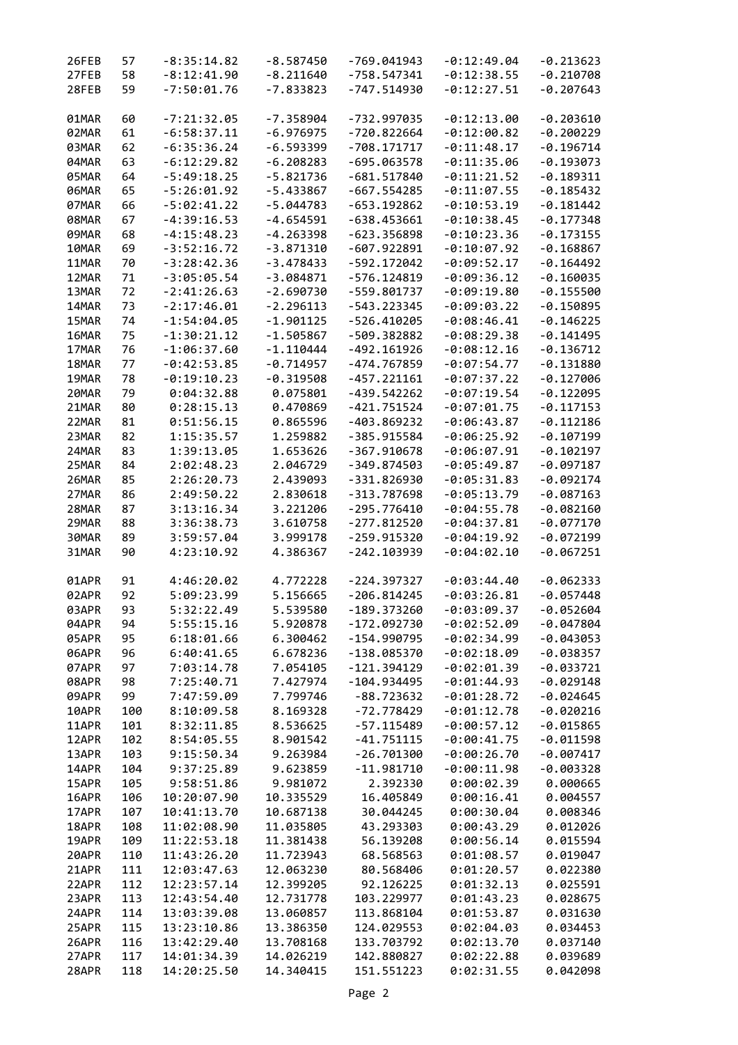| | | | | | | |
|---|---|---|---|---|---|---|
| 26FEB | 57 | -8:35:14.82 | -8.587450 | -769.041943 | -0:12:49.04 | -0.213623 |
| 27FEB | 58 | -8:12:41.90 | -8.211640 | -758.547341 | -0:12:38.55 | -0.210708 |
| 28FEB | 59 | -7:50:01.76 | -7.833823 | -747.514930 | -0:12:27.51 | -0.207643 |
| | | | | | | |
| 01MAR | 60 | -7:21:32.05 | -7.358904 | -732.997035 | -0:12:13.00 | -0.203610 |
| 02MAR | 61 | -6:58:37.11 | -6.976975 | -720.822664 | -0:12:00.82 | -0.200229 |
| 03MAR | 62 | -6:35:36.24 | -6.593399 | -708.171717 | -0:11:48.17 | -0.196714 |
| 04MAR | 63 | -6:12:29.82 | -6.208283 | -695.063578 | -0:11:35.06 | -0.193073 |
| 05MAR | 64 | -5:49:18.25 | -5.821736 | -681.517840 | -0:11:21.52 | -0.189311 |
| 06MAR | 65 | -5:26:01.92 | -5.433867 | -667.554285 | -0:11:07.55 | -0.185432 |
| 07MAR | 66 | -5:02:41.22 | -5.044783 | -653.192862 | -0:10:53.19 | -0.181442 |
| 08MAR | 67 | -4:39:16.53 | -4.654591 | -638.453661 | -0:10:38.45 | -0.177348 |
| 09MAR | 68 | -4:15:48.23 | -4.263398 | -623.356898 | -0:10:23.36 | -0.173155 |
| 10MAR | 69 | -3:52:16.72 | -3.871310 | -607.922891 | -0:10:07.92 | -0.168867 |
| 11MAR | 70 | -3:28:42.36 | -3.478433 | -592.172042 | -0:09:52.17 | -0.164492 |
| 12MAR | 71 | -3:05:05.54 | -3.084871 | -576.124819 | -0:09:36.12 | -0.160035 |
| 13MAR | 72 | -2:41:26.63 | -2.690730 | -559.801737 | -0:09:19.80 | -0.155500 |
| 14MAR | 73 | -2:17:46.01 | -2.296113 | -543.223345 | -0:09:03.22 | -0.150895 |
| 15MAR | 74 | -1:54:04.05 | -1.901125 | -526.410205 | -0:08:46.41 | -0.146225 |
| 16MAR | 75 | -1:30:21.12 | -1.505867 | -509.382882 | -0:08:29.38 | -0.141495 |
| 17MAR | 76 | -1:06:37.60 | -1.110444 | -492.161926 | -0:08:12.16 | -0.136712 |
| 18MAR | 77 | -0:42:53.85 | -0.714957 | -474.767859 | -0:07:54.77 | -0.131880 |
| 19MAR | 78 | -0:19:10.23 | -0.319508 | -457.221161 | -0:07:37.22 | -0.127006 |
| 20MAR | 79 | 0:04:32.88 | 0.075801 | -439.542262 | -0:07:19.54 | -0.122095 |
| 21MAR | 80 | 0:28:15.13 | 0.470869 | -421.751524 | -0:07:01.75 | -0.117153 |
| 22MAR | 81 | 0:51:56.15 | 0.865596 | -403.869232 | -0:06:43.87 | -0.112186 |
| 23MAR | 82 | 1:15:35.57 | 1.259882 | -385.915584 | -0:06:25.92 | -0.107199 |
| 24MAR | 83 | 1:39:13.05 | 1.653626 | -367.910678 | -0:06:07.91 | -0.102197 |
| 25MAR | 84 | 2:02:48.23 | 2.046729 | -349.874503 | -0:05:49.87 | -0.097187 |
| 26MAR | 85 | 2:26:20.73 | 2.439093 | -331.826930 | -0:05:31.83 | -0.092174 |
| 27MAR | 86 | 2:49:50.22 | 2.830618 | -313.787698 | -0:05:13.79 | -0.087163 |
| 28MAR | 87 | 3:13:16.34 | 3.221206 | -295.776410 | -0:04:55.78 | -0.082160 |
| 29MAR | 88 | 3:36:38.73 | 3.610758 | -277.812520 | -0:04:37.81 | -0.077170 |
| 30MAR | 89 | 3:59:57.04 | 3.999178 | -259.915320 | -0:04:19.92 | -0.072199 |
| 31MAR | 90 | 4:23:10.92 | 4.386367 | -242.103939 | -0:04:02.10 | -0.067251 |
| | | | | | | |
| 01APR | 91 | 4:46:20.02 | 4.772228 | -224.397327 | -0:03:44.40 | -0.062333 |
| 02APR | 92 | 5:09:23.99 | 5.156665 | -206.814245 | -0:03:26.81 | -0.057448 |
| 03APR | 93 | 5:32:22.49 | 5.539580 | -189.373260 | -0:03:09.37 | -0.052604 |
| 04APR | 94 | 5:55:15.16 | 5.920878 | -172.092730 | -0:02:52.09 | -0.047804 |
| 05APR | 95 | 6:18:01.66 | 6.300462 | -154.990795 | -0:02:34.99 | -0.043053 |
| 06APR | 96 | 6:40:41.65 | 6.678236 | -138.085370 | -0:02:18.09 | -0.038357 |
| 07APR | 97 | 7:03:14.78 | 7.054105 | -121.394129 | -0:02:01.39 | -0.033721 |
| 08APR | 98 | 7:25:40.71 | 7.427974 | -104.934495 | -0:01:44.93 | -0.029148 |
| 09APR | 99 | 7:47:59.09 | 7.799746 | -88.723632 | -0:01:28.72 | -0.024645 |
| 10APR | 100 | 8:10:09.58 | 8.169328 | -72.778429 | -0:01:12.78 | -0.020216 |
| 11APR | 101 | 8:32:11.85 | 8.536625 | -57.115489 | -0:00:57.12 | -0.015865 |
| 12APR | 102 | 8:54:05.55 | 8.901542 | -41.751115 | -0:00:41.75 | -0.011598 |
| 13APR | 103 | 9:15:50.34 | 9.263984 | -26.701300 | -0:00:26.70 | -0.007417 |
| 14APR | 104 | 9:37:25.89 | 9.623859 | -11.981710 | -0:00:11.98 | -0.003328 |
| 15APR | 105 | 9:58:51.86 | 9.981072 | 2.392330 | 0:00:02.39 | 0.000665 |
| 16APR | 106 | 10:20:07.90 | 10.335529 | 16.405849 | 0:00:16.41 | 0.004557 |
| 17APR | 107 | 10:41:13.70 | 10.687138 | 30.044245 | 0:00:30.04 | 0.008346 |
| 18APR | 108 | 11:02:08.90 | 11.035805 | 43.293303 | 0:00:43.29 | 0.012026 |
| 19APR | 109 | 11:22:53.18 | 11.381438 | 56.139208 | 0:00:56.14 | 0.015594 |
| 20APR | 110 | 11:43:26.20 | 11.723943 | 68.568563 | 0:01:08.57 | 0.019047 |
| 21APR | 111 | 12:03:47.63 | 12.063230 | 80.568406 | 0:01:20.57 | 0.022380 |
| 22APR | 112 | 12:23:57.14 | 12.399205 | 92.126225 | 0:01:32.13 | 0.025591 |
| 23APR | 113 | 12:43:54.40 | 12.731778 | 103.229977 | 0:01:43.23 | 0.028675 |
| 24APR | 114 | 13:03:39.08 | 13.060857 | 113.868104 | 0:01:53.87 | 0.031630 |
| 25APR | 115 | 13:23:10.86 | 13.386350 | 124.029553 | 0:02:04.03 | 0.034453 |
| 26APR | 116 | 13:42:29.40 | 13.708168 | 133.703792 | 0:02:13.70 | 0.037140 |
| 27APR | 117 | 14:01:34.39 | 14.026219 | 142.880827 | 0:02:22.88 | 0.039689 |
| 28APR | 118 | 14:20:25.50 | 14.340415 | 151.551223 | 0:02:31.55 | 0.042098 |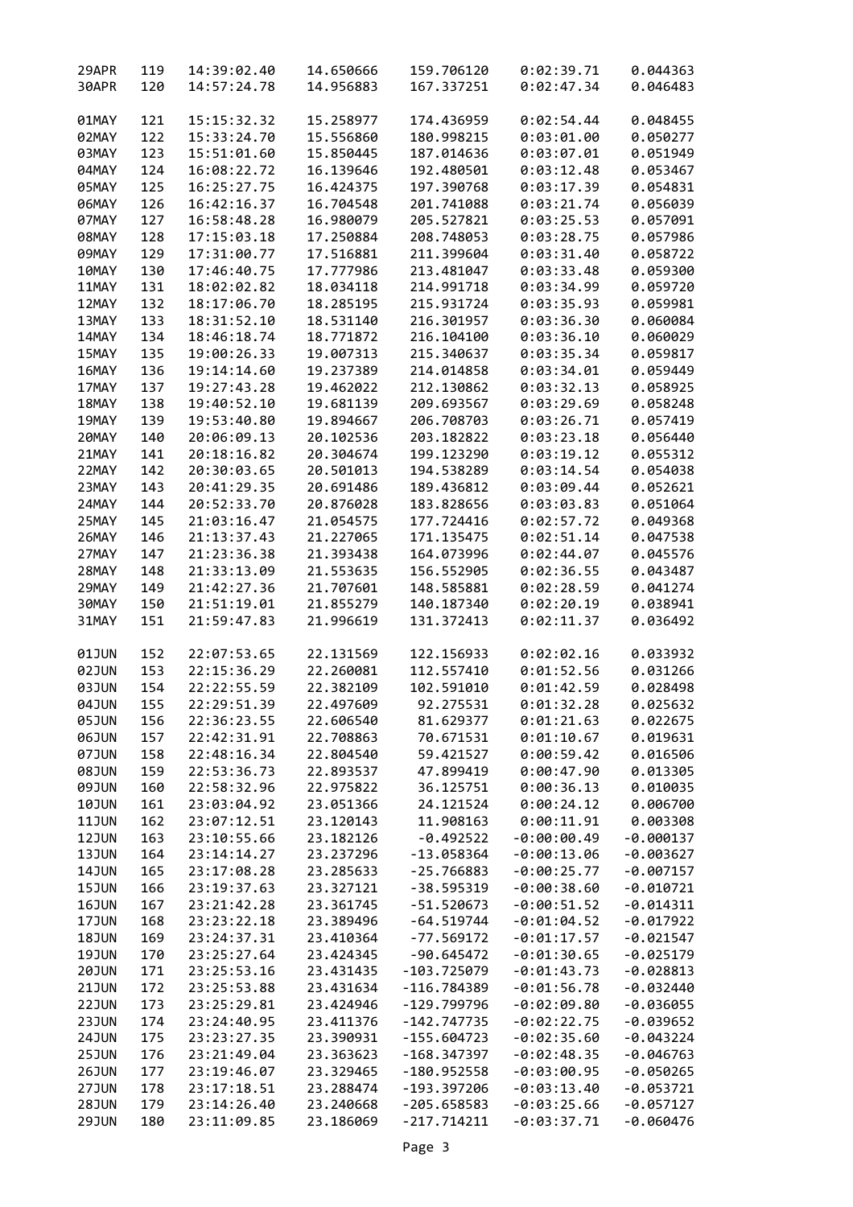| | | | | | | |
|---|---|---|---|---|---|---|
| 29APR | 119 | 14:39:02.40 | 14.650666 | 159.706120 | 0:02:39.71 | 0.044363 |
| 30APR | 120 | 14:57:24.78 | 14.956883 | 167.337251 | 0:02:47.34 | 0.046483 |
| 01MAY | 121 | 15:15:32.32 | 15.258977 | 174.436959 | 0:02:54.44 | 0.048455 |
| 02MAY | 122 | 15:33:24.70 | 15.556860 | 180.998215 | 0:03:01.00 | 0.050277 |
| 03MAY | 123 | 15:51:01.60 | 15.850445 | 187.014636 | 0:03:07.01 | 0.051949 |
| 04MAY | 124 | 16:08:22.72 | 16.139646 | 192.480501 | 0:03:12.48 | 0.053467 |
| 05MAY | 125 | 16:25:27.75 | 16.424375 | 197.390768 | 0:03:17.39 | 0.054831 |
| 06MAY | 126 | 16:42:16.37 | 16.704548 | 201.741088 | 0:03:21.74 | 0.056039 |
| 07MAY | 127 | 16:58:48.28 | 16.980079 | 205.527821 | 0:03:25.53 | 0.057091 |
| 08MAY | 128 | 17:15:03.18 | 17.250884 | 208.748053 | 0:03:28.75 | 0.057986 |
| 09MAY | 129 | 17:31:00.77 | 17.516881 | 211.399604 | 0:03:31.40 | 0.058722 |
| 10MAY | 130 | 17:46:40.75 | 17.777986 | 213.481047 | 0:03:33.48 | 0.059300 |
| 11MAY | 131 | 18:02:02.82 | 18.034118 | 214.991718 | 0:03:34.99 | 0.059720 |
| 12MAY | 132 | 18:17:06.70 | 18.285195 | 215.931724 | 0:03:35.93 | 0.059981 |
| 13MAY | 133 | 18:31:52.10 | 18.531140 | 216.301957 | 0:03:36.30 | 0.060084 |
| 14MAY | 134 | 18:46:18.74 | 18.771872 | 216.104100 | 0:03:36.10 | 0.060029 |
| 15MAY | 135 | 19:00:26.33 | 19.007313 | 215.340637 | 0:03:35.34 | 0.059817 |
| 16MAY | 136 | 19:14:14.60 | 19.237389 | 214.014858 | 0:03:34.01 | 0.059449 |
| 17MAY | 137 | 19:27:43.28 | 19.462022 | 212.130862 | 0:03:32.13 | 0.058925 |
| 18MAY | 138 | 19:40:52.10 | 19.681139 | 209.693567 | 0:03:29.69 | 0.058248 |
| 19MAY | 139 | 19:53:40.80 | 19.894667 | 206.708703 | 0:03:26.71 | 0.057419 |
| 20MAY | 140 | 20:06:09.13 | 20.102536 | 203.182822 | 0:03:23.18 | 0.056440 |
| 21MAY | 141 | 20:18:16.82 | 20.304674 | 199.123290 | 0:03:19.12 | 0.055312 |
| 22MAY | 142 | 20:30:03.65 | 20.501013 | 194.538289 | 0:03:14.54 | 0.054038 |
| 23MAY | 143 | 20:41:29.35 | 20.691486 | 189.436812 | 0:03:09.44 | 0.052621 |
| 24MAY | 144 | 20:52:33.70 | 20.876028 | 183.828656 | 0:03:03.83 | 0.051064 |
| 25MAY | 145 | 21:03:16.47 | 21.054575 | 177.724416 | 0:02:57.72 | 0.049368 |
| 26MAY | 146 | 21:13:37.43 | 21.227065 | 171.135475 | 0:02:51.14 | 0.047538 |
| 27MAY | 147 | 21:23:36.38 | 21.393438 | 164.073996 | 0:02:44.07 | 0.045576 |
| 28MAY | 148 | 21:33:13.09 | 21.553635 | 156.552905 | 0:02:36.55 | 0.043487 |
| 29MAY | 149 | 21:42:27.36 | 21.707601 | 148.585881 | 0:02:28.59 | 0.041274 |
| 30MAY | 150 | 21:51:19.01 | 21.855279 | 140.187340 | 0:02:20.19 | 0.038941 |
| 31MAY | 151 | 21:59:47.83 | 21.996619 | 131.372413 | 0:02:11.37 | 0.036492 |
| 01JUN | 152 | 22:07:53.65 | 22.131569 | 122.156933 | 0:02:02.16 | 0.033932 |
| 02JUN | 153 | 22:15:36.29 | 22.260081 | 112.557410 | 0:01:52.56 | 0.031266 |
| 03JUN | 154 | 22:22:55.59 | 22.382109 | 102.591010 | 0:01:42.59 | 0.028498 |
| 04JUN | 155 | 22:29:51.39 | 22.497609 | 92.275531 | 0:01:32.28 | 0.025632 |
| 05JUN | 156 | 22:36:23.55 | 22.606540 | 81.629377 | 0:01:21.63 | 0.022675 |
| 06JUN | 157 | 22:42:31.91 | 22.708863 | 70.671531 | 0:01:10.67 | 0.019631 |
| 07JUN | 158 | 22:48:16.34 | 22.804540 | 59.421527 | 0:00:59.42 | 0.016506 |
| 08JUN | 159 | 22:53:36.73 | 22.893537 | 47.899419 | 0:00:47.90 | 0.013305 |
| 09JUN | 160 | 22:58:32.96 | 22.975822 | 36.125751 | 0:00:36.13 | 0.010035 |
| 10JUN | 161 | 23:03:04.92 | 23.051366 | 24.121524 | 0:00:24.12 | 0.006700 |
| 11JUN | 162 | 23:07:12.51 | 23.120143 | 11.908163 | 0:00:11.91 | 0.003308 |
| 12JUN | 163 | 23:10:55.66 | 23.182126 | -0.492522 | -0:00:00.49 | -0.000137 |
| 13JUN | 164 | 23:14:14.27 | 23.237296 | -13.058364 | -0:00:13.06 | -0.003627 |
| 14JUN | 165 | 23:17:08.28 | 23.285633 | -25.766883 | -0:00:25.77 | -0.007157 |
| 15JUN | 166 | 23:19:37.63 | 23.327121 | -38.595319 | -0:00:38.60 | -0.010721 |
| 16JUN | 167 | 23:21:42.28 | 23.361745 | -51.520673 | -0:00:51.52 | -0.014311 |
| 17JUN | 168 | 23:23:22.18 | 23.389496 | -64.519744 | -0:01:04.52 | -0.017922 |
| 18JUN | 169 | 23:24:37.31 | 23.410364 | -77.569172 | -0:01:17.57 | -0.021547 |
| 19JUN | 170 | 23:25:27.64 | 23.424345 | -90.645472 | -0:01:30.65 | -0.025179 |
| 20JUN | 171 | 23:25:53.16 | 23.431435 | -103.725079 | -0:01:43.73 | -0.028813 |
| 21JUN | 172 | 23:25:53.88 | 23.431634 | -116.784389 | -0:01:56.78 | -0.032440 |
| 22JUN | 173 | 23:25:29.81 | 23.424946 | -129.799796 | -0:02:09.80 | -0.036055 |
| 23JUN | 174 | 23:24:40.95 | 23.411376 | -142.747735 | -0:02:22.75 | -0.039652 |
| 24JUN | 175 | 23:23:27.35 | 23.390931 | -155.604723 | -0:02:35.60 | -0.043224 |
| 25JUN | 176 | 23:21:49.04 | 23.363623 | -168.347397 | -0:02:48.35 | -0.046763 |
| 26JUN | 177 | 23:19:46.07 | 23.329465 | -180.952558 | -0:03:00.95 | -0.050265 |
| 27JUN | 178 | 23:17:18.51 | 23.288474 | -193.397206 | -0:03:13.40 | -0.053721 |
| 28JUN | 179 | 23:14:26.40 | 23.240668 | -205.658583 | -0:03:25.66 | -0.057127 |
| 29JUN | 180 | 23:11:09.85 | 23.186069 | -217.714211 | -0:03:37.71 | -0.060476 |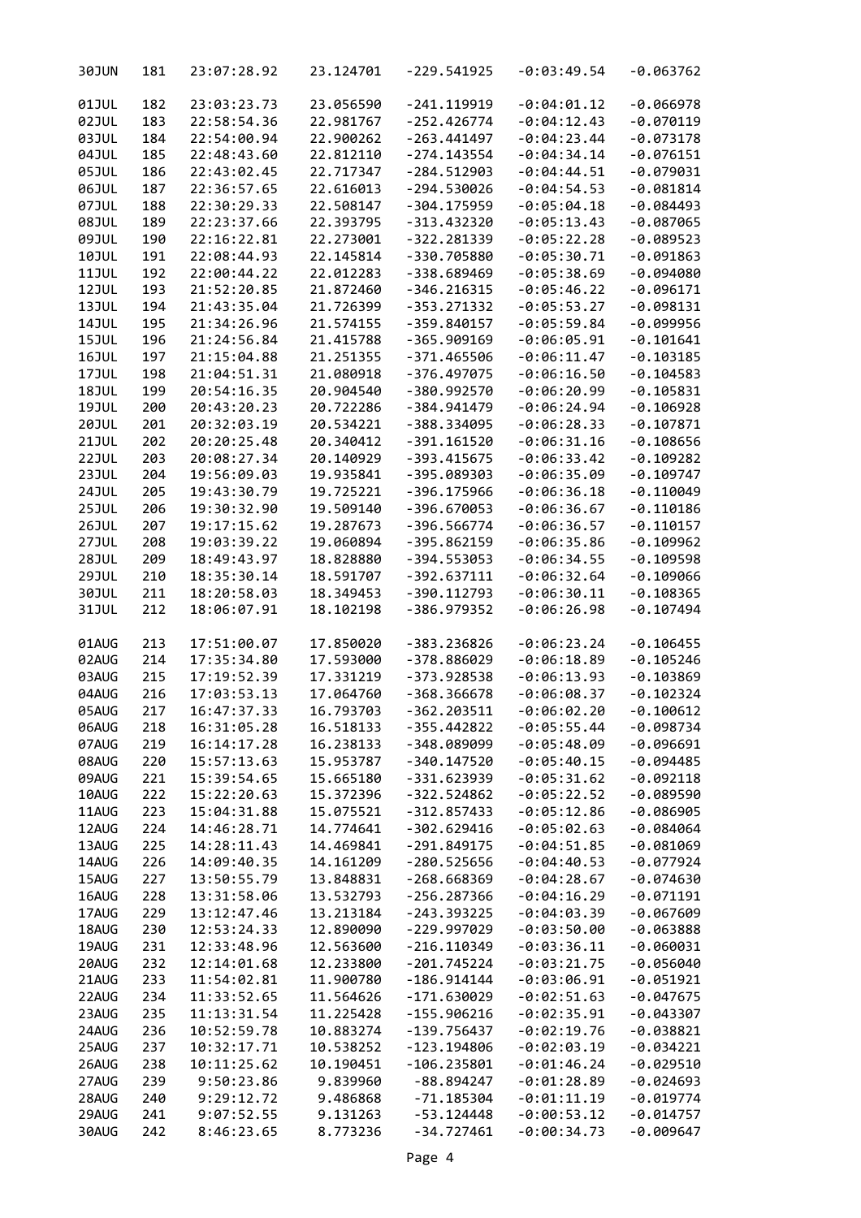| | | | | | | |
|---|---|---|---|---|---|---|
| 30JUN | 181 | 23:07:28.92 | 23.124701 | -229.541925 | -0:03:49.54 | -0.063762 |
| 01JUL | 182 | 23:03:23.73 | 23.056590 | -241.119919 | -0:04:01.12 | -0.066978 |
| 02JUL | 183 | 22:58:54.36 | 22.981767 | -252.426774 | -0:04:12.43 | -0.070119 |
| 03JUL | 184 | 22:54:00.94 | 22.900262 | -263.441497 | -0:04:23.44 | -0.073178 |
| 04JUL | 185 | 22:48:43.60 | 22.812110 | -274.143554 | -0:04:34.14 | -0.076151 |
| 05JUL | 186 | 22:43:02.45 | 22.717347 | -284.512903 | -0:04:44.51 | -0.079031 |
| 06JUL | 187 | 22:36:57.65 | 22.616013 | -294.530026 | -0:04:54.53 | -0.081814 |
| 07JUL | 188 | 22:30:29.33 | 22.508147 | -304.175959 | -0:05:04.18 | -0.084493 |
| 08JUL | 189 | 22:23:37.66 | 22.393795 | -313.432320 | -0:05:13.43 | -0.087065 |
| 09JUL | 190 | 22:16:22.81 | 22.273001 | -322.281339 | -0:05:22.28 | -0.089523 |
| 10JUL | 191 | 22:08:44.93 | 22.145814 | -330.705880 | -0:05:30.71 | -0.091863 |
| 11JUL | 192 | 22:00:44.22 | 22.012283 | -338.689469 | -0:05:38.69 | -0.094080 |
| 12JUL | 193 | 21:52:20.85 | 21.872460 | -346.216315 | -0:05:46.22 | -0.096171 |
| 13JUL | 194 | 21:43:35.04 | 21.726399 | -353.271332 | -0:05:53.27 | -0.098131 |
| 14JUL | 195 | 21:34:26.96 | 21.574155 | -359.840157 | -0:05:59.84 | -0.099956 |
| 15JUL | 196 | 21:24:56.84 | 21.415788 | -365.909169 | -0:06:05.91 | -0.101641 |
| 16JUL | 197 | 21:15:04.88 | 21.251355 | -371.465506 | -0:06:11.47 | -0.103185 |
| 17JUL | 198 | 21:04:51.31 | 21.080918 | -376.497075 | -0:06:16.50 | -0.104583 |
| 18JUL | 199 | 20:54:16.35 | 20.904540 | -380.992570 | -0:06:20.99 | -0.105831 |
| 19JUL | 200 | 20:43:20.23 | 20.722286 | -384.941479 | -0:06:24.94 | -0.106928 |
| 20JUL | 201 | 20:32:03.19 | 20.534221 | -388.334095 | -0:06:28.33 | -0.107871 |
| 21JUL | 202 | 20:20:25.48 | 20.340412 | -391.161520 | -0:06:31.16 | -0.108656 |
| 22JUL | 203 | 20:08:27.34 | 20.140929 | -393.415675 | -0:06:33.42 | -0.109282 |
| 23JUL | 204 | 19:56:09.03 | 19.935841 | -395.089303 | -0:06:35.09 | -0.109747 |
| 24JUL | 205 | 19:43:30.79 | 19.725221 | -396.175966 | -0:06:36.18 | -0.110049 |
| 25JUL | 206 | 19:30:32.90 | 19.509140 | -396.670053 | -0:06:36.67 | -0.110186 |
| 26JUL | 207 | 19:17:15.62 | 19.287673 | -396.566774 | -0:06:36.57 | -0.110157 |
| 27JUL | 208 | 19:03:39.22 | 19.060894 | -395.862159 | -0:06:35.86 | -0.109962 |
| 28JUL | 209 | 18:49:43.97 | 18.828880 | -394.553053 | -0:06:34.55 | -0.109598 |
| 29JUL | 210 | 18:35:30.14 | 18.591707 | -392.637111 | -0:06:32.64 | -0.109066 |
| 30JUL | 211 | 18:20:58.03 | 18.349453 | -390.112793 | -0:06:30.11 | -0.108365 |
| 31JUL | 212 | 18:06:07.91 | 18.102198 | -386.979352 | -0:06:26.98 | -0.107494 |
| 01AUG | 213 | 17:51:00.07 | 17.850020 | -383.236826 | -0:06:23.24 | -0.106455 |
| 02AUG | 214 | 17:35:34.80 | 17.593000 | -378.886029 | -0:06:18.89 | -0.105246 |
| 03AUG | 215 | 17:19:52.39 | 17.331219 | -373.928538 | -0:06:13.93 | -0.103869 |
| 04AUG | 216 | 17:03:53.13 | 17.064760 | -368.366678 | -0:06:08.37 | -0.102324 |
| 05AUG | 217 | 16:47:37.33 | 16.793703 | -362.203511 | -0:06:02.20 | -0.100612 |
| 06AUG | 218 | 16:31:05.28 | 16.518133 | -355.442822 | -0:05:55.44 | -0.098734 |
| 07AUG | 219 | 16:14:17.28 | 16.238133 | -348.089099 | -0:05:48.09 | -0.096691 |
| 08AUG | 220 | 15:57:13.63 | 15.953787 | -340.147520 | -0:05:40.15 | -0.094485 |
| 09AUG | 221 | 15:39:54.65 | 15.665180 | -331.623939 | -0:05:31.62 | -0.092118 |
| 10AUG | 222 | 15:22:20.63 | 15.372396 | -322.524862 | -0:05:22.52 | -0.089590 |
| 11AUG | 223 | 15:04:31.88 | 15.075521 | -312.857433 | -0:05:12.86 | -0.086905 |
| 12AUG | 224 | 14:46:28.71 | 14.774641 | -302.629416 | -0:05:02.63 | -0.084064 |
| 13AUG | 225 | 14:28:11.43 | 14.469841 | -291.849175 | -0:04:51.85 | -0.081069 |
| 14AUG | 226 | 14:09:40.35 | 14.161209 | -280.525656 | -0:04:40.53 | -0.077924 |
| 15AUG | 227 | 13:50:55.79 | 13.848831 | -268.668369 | -0:04:28.67 | -0.074630 |
| 16AUG | 228 | 13:31:58.06 | 13.532793 | -256.287366 | -0:04:16.29 | -0.071191 |
| 17AUG | 229 | 13:12:47.46 | 13.213184 | -243.393225 | -0:04:03.39 | -0.067609 |
| 18AUG | 230 | 12:53:24.33 | 12.890090 | -229.997029 | -0:03:50.00 | -0.063888 |
| 19AUG | 231 | 12:33:48.96 | 12.563600 | -216.110349 | -0:03:36.11 | -0.060031 |
| 20AUG | 232 | 12:14:01.68 | 12.233800 | -201.745224 | -0:03:21.75 | -0.056040 |
| 21AUG | 233 | 11:54:02.81 | 11.900780 | -186.914144 | -0:03:06.91 | -0.051921 |
| 22AUG | 234 | 11:33:52.65 | 11.564626 | -171.630029 | -0:02:51.63 | -0.047675 |
| 23AUG | 235 | 11:13:31.54 | 11.225428 | -155.906216 | -0:02:35.91 | -0.043307 |
| 24AUG | 236 | 10:52:59.78 | 10.883274 | -139.756437 | -0:02:19.76 | -0.038821 |
| 25AUG | 237 | 10:32:17.71 | 10.538252 | -123.194806 | -0:02:03.19 | -0.034221 |
| 26AUG | 238 | 10:11:25.62 | 10.190451 | -106.235801 | -0:01:46.24 | -0.029510 |
| 27AUG | 239 | 9:50:23.86 | 9.839960 | -88.894247 | -0:01:28.89 | -0.024693 |
| 28AUG | 240 | 9:29:12.72 | 9.486868 | -71.185304 | -0:01:11.19 | -0.019774 |
| 29AUG | 241 | 9:07:52.55 | 9.131263 | -53.124448 | -0:00:53.12 | -0.014757 |
| 30AUG | 242 | 8:46:23.65 | 8.773236 | -34.727461 | -0:00:34.73 | -0.009647 |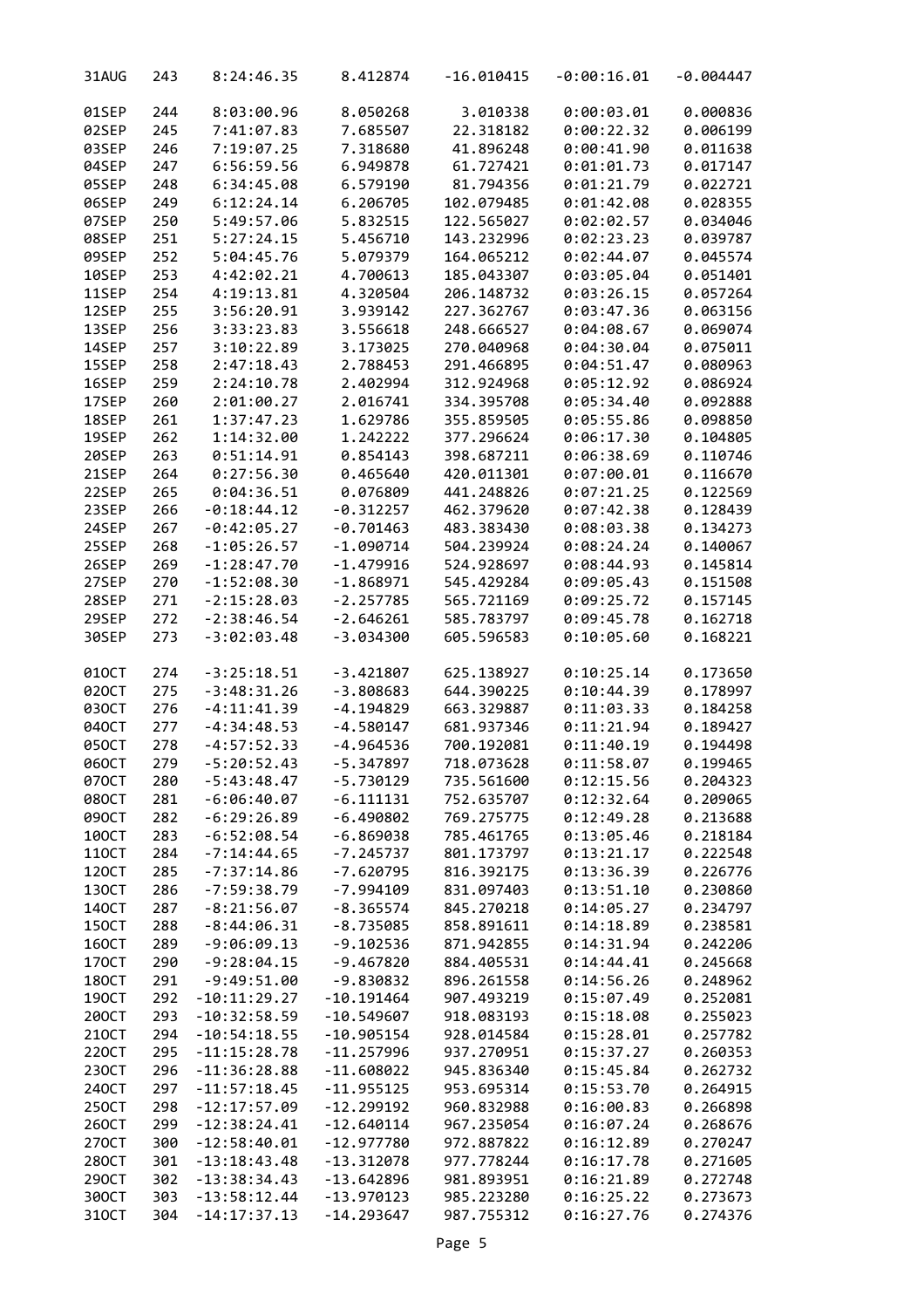| | | | | | | |
|---|---|---|---|---|---|---|
| 31AUG | 243 | 8:24:46.35 | 8.412874 | -16.010415 | -0:00:16.01 | -0.004447 |
| 01SEP | 244 | 8:03:00.96 | 8.050268 | 3.010338 | 0:00:03.01 | 0.000836 |
| 02SEP | 245 | 7:41:07.83 | 7.685507 | 22.318182 | 0:00:22.32 | 0.006199 |
| 03SEP | 246 | 7:19:07.25 | 7.318680 | 41.896248 | 0:00:41.90 | 0.011638 |
| 04SEP | 247 | 6:56:59.56 | 6.949878 | 61.727421 | 0:01:01.73 | 0.017147 |
| 05SEP | 248 | 6:34:45.08 | 6.579190 | 81.794356 | 0:01:21.79 | 0.022721 |
| 06SEP | 249 | 6:12:24.14 | 6.206705 | 102.079485 | 0:01:42.08 | 0.028355 |
| 07SEP | 250 | 5:49:57.06 | 5.832515 | 122.565027 | 0:02:02.57 | 0.034046 |
| 08SEP | 251 | 5:27:24.15 | 5.456710 | 143.232996 | 0:02:23.23 | 0.039787 |
| 09SEP | 252 | 5:04:45.76 | 5.079379 | 164.065212 | 0:02:44.07 | 0.045574 |
| 10SEP | 253 | 4:42:02.21 | 4.700613 | 185.043307 | 0:03:05.04 | 0.051401 |
| 11SEP | 254 | 4:19:13.81 | 4.320504 | 206.148732 | 0:03:26.15 | 0.057264 |
| 12SEP | 255 | 3:56:20.91 | 3.939142 | 227.362767 | 0:03:47.36 | 0.063156 |
| 13SEP | 256 | 3:33:23.83 | 3.556618 | 248.666527 | 0:04:08.67 | 0.069074 |
| 14SEP | 257 | 3:10:22.89 | 3.173025 | 270.040968 | 0:04:30.04 | 0.075011 |
| 15SEP | 258 | 2:47:18.43 | 2.788453 | 291.466895 | 0:04:51.47 | 0.080963 |
| 16SEP | 259 | 2:24:10.78 | 2.402994 | 312.924968 | 0:05:12.92 | 0.086924 |
| 17SEP | 260 | 2:01:00.27 | 2.016741 | 334.395708 | 0:05:34.40 | 0.092888 |
| 18SEP | 261 | 1:37:47.23 | 1.629786 | 355.859505 | 0:05:55.86 | 0.098850 |
| 19SEP | 262 | 1:14:32.00 | 1.242222 | 377.296624 | 0:06:17.30 | 0.104805 |
| 20SEP | 263 | 0:51:14.91 | 0.854143 | 398.687211 | 0:06:38.69 | 0.110746 |
| 21SEP | 264 | 0:27:56.30 | 0.465640 | 420.011301 | 0:07:00.01 | 0.116670 |
| 22SEP | 265 | 0:04:36.51 | 0.076809 | 441.248826 | 0:07:21.25 | 0.122569 |
| 23SEP | 266 | -0:18:44.12 | -0.312257 | 462.379620 | 0:07:42.38 | 0.128439 |
| 24SEP | 267 | -0:42:05.27 | -0.701463 | 483.383430 | 0:08:03.38 | 0.134273 |
| 25SEP | 268 | -1:05:26.57 | -1.090714 | 504.239924 | 0:08:24.24 | 0.140067 |
| 26SEP | 269 | -1:28:47.70 | -1.479916 | 524.928697 | 0:08:44.93 | 0.145814 |
| 27SEP | 270 | -1:52:08.30 | -1.868971 | 545.429284 | 0:09:05.43 | 0.151508 |
| 28SEP | 271 | -2:15:28.03 | -2.257785 | 565.721169 | 0:09:25.72 | 0.157145 |
| 29SEP | 272 | -2:38:46.54 | -2.646261 | 585.783797 | 0:09:45.78 | 0.162718 |
| 30SEP | 273 | -3:02:03.48 | -3.034300 | 605.596583 | 0:10:05.60 | 0.168221 |
| 01OCT | 274 | -3:25:18.51 | -3.421807 | 625.138927 | 0:10:25.14 | 0.173650 |
| 02OCT | 275 | -3:48:31.26 | -3.808683 | 644.390225 | 0:10:44.39 | 0.178997 |
| 03OCT | 276 | -4:11:41.39 | -4.194829 | 663.329887 | 0:11:03.33 | 0.184258 |
| 04OCT | 277 | -4:34:48.53 | -4.580147 | 681.937346 | 0:11:21.94 | 0.189427 |
| 05OCT | 278 | -4:57:52.33 | -4.964536 | 700.192081 | 0:11:40.19 | 0.194498 |
| 06OCT | 279 | -5:20:52.43 | -5.347897 | 718.073628 | 0:11:58.07 | 0.199465 |
| 07OCT | 280 | -5:43:48.47 | -5.730129 | 735.561600 | 0:12:15.56 | 0.204323 |
| 08OCT | 281 | -6:06:40.07 | -6.111131 | 752.635707 | 0:12:32.64 | 0.209065 |
| 09OCT | 282 | -6:29:26.89 | -6.490802 | 769.275775 | 0:12:49.28 | 0.213688 |
| 10OCT | 283 | -6:52:08.54 | -6.869038 | 785.461765 | 0:13:05.46 | 0.218184 |
| 11OCT | 284 | -7:14:44.65 | -7.245737 | 801.173797 | 0:13:21.17 | 0.222548 |
| 12OCT | 285 | -7:37:14.86 | -7.620795 | 816.392175 | 0:13:36.39 | 0.226776 |
| 13OCT | 286 | -7:59:38.79 | -7.994109 | 831.097403 | 0:13:51.10 | 0.230860 |
| 14OCT | 287 | -8:21:56.07 | -8.365574 | 845.270218 | 0:14:05.27 | 0.234797 |
| 15OCT | 288 | -8:44:06.31 | -8.735085 | 858.891611 | 0:14:18.89 | 0.238581 |
| 16OCT | 289 | -9:06:09.13 | -9.102536 | 871.942855 | 0:14:31.94 | 0.242206 |
| 17OCT | 290 | -9:28:04.15 | -9.467820 | 884.405531 | 0:14:44.41 | 0.245668 |
| 18OCT | 291 | -9:49:51.00 | -9.830832 | 896.261558 | 0:14:56.26 | 0.248962 |
| 19OCT | 292 | -10:11:29.27 | -10.191464 | 907.493219 | 0:15:07.49 | 0.252081 |
| 20OCT | 293 | -10:32:58.59 | -10.549607 | 918.083193 | 0:15:18.08 | 0.255023 |
| 21OCT | 294 | -10:54:18.55 | -10.905154 | 928.014584 | 0:15:28.01 | 0.257782 |
| 22OCT | 295 | -11:15:28.78 | -11.257996 | 937.270951 | 0:15:37.27 | 0.260353 |
| 23OCT | 296 | -11:36:28.88 | -11.608022 | 945.836340 | 0:15:45.84 | 0.262732 |
| 24OCT | 297 | -11:57:18.45 | -11.955125 | 953.695314 | 0:15:53.70 | 0.264915 |
| 25OCT | 298 | -12:17:57.09 | -12.299192 | 960.832988 | 0:16:00.83 | 0.266898 |
| 26OCT | 299 | -12:38:24.41 | -12.640114 | 967.235054 | 0:16:07.24 | 0.268676 |
| 27OCT | 300 | -12:58:40.01 | -12.977780 | 972.887822 | 0:16:12.89 | 0.270247 |
| 28OCT | 301 | -13:18:43.48 | -13.312078 | 977.778244 | 0:16:17.78 | 0.271605 |
| 29OCT | 302 | -13:38:34.43 | -13.642896 | 981.893951 | 0:16:21.89 | 0.272748 |
| 30OCT | 303 | -13:58:12.44 | -13.970123 | 985.223280 | 0:16:25.22 | 0.273673 |
| 31OCT | 304 | -14:17:37.13 | -14.293647 | 987.755312 | 0:16:27.76 | 0.274376 |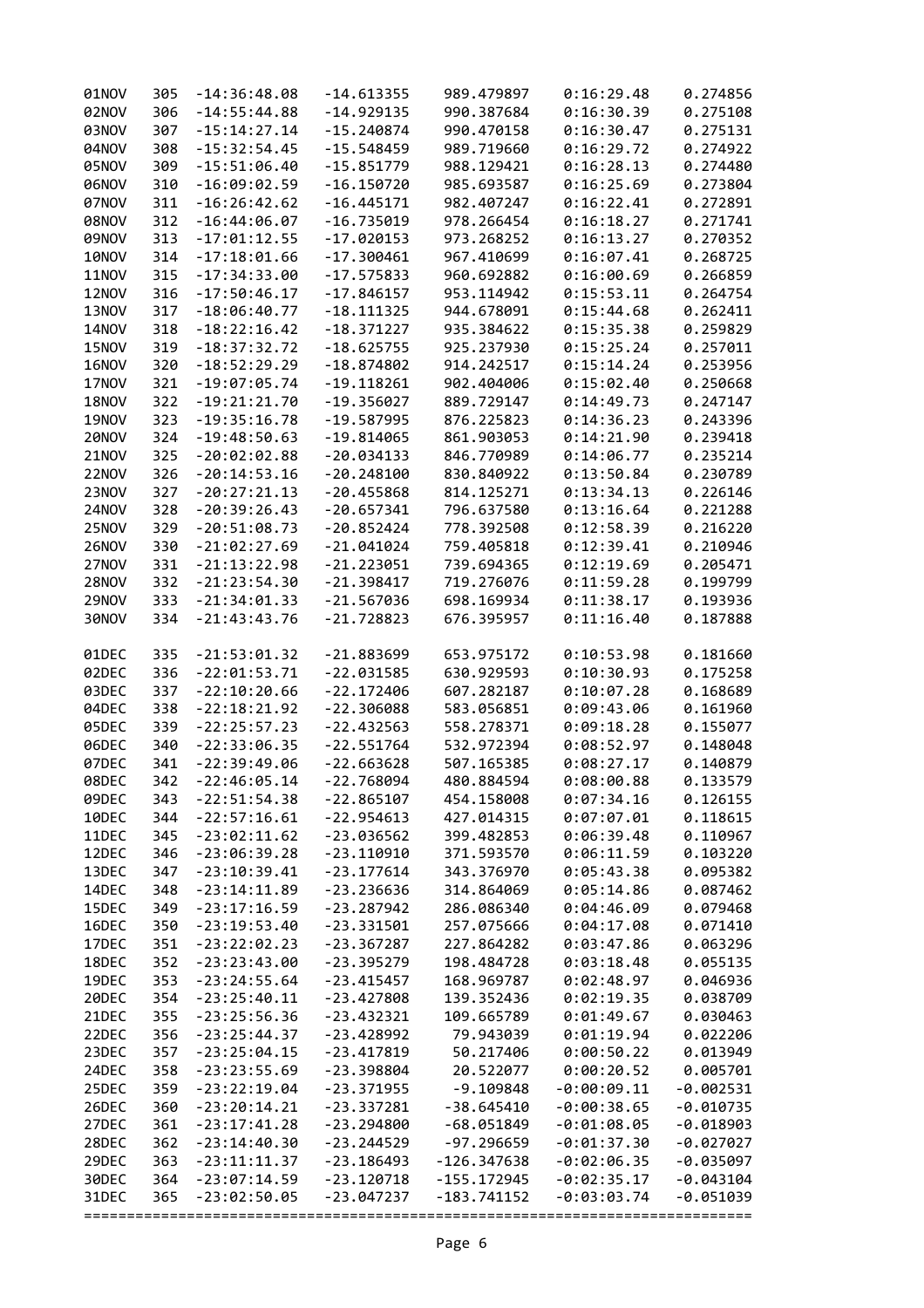| | | | | | | |
|---|---|---|---|---|---|---|
| 01NOV | 305 | -14:36:48.08 | -14.613355 | 989.479897 | 0:16:29.48 | 0.274856 |
| 02NOV | 306 | -14:55:44.88 | -14.929135 | 990.387684 | 0:16:30.39 | 0.275108 |
| 03NOV | 307 | -15:14:27.14 | -15.240874 | 990.470158 | 0:16:30.47 | 0.275131 |
| 04NOV | 308 | -15:32:54.45 | -15.548459 | 989.719660 | 0:16:29.72 | 0.274922 |
| 05NOV | 309 | -15:51:06.40 | -15.851779 | 988.129421 | 0:16:28.13 | 0.274480 |
| 06NOV | 310 | -16:09:02.59 | -16.150720 | 985.693587 | 0:16:25.69 | 0.273804 |
| 07NOV | 311 | -16:26:42.62 | -16.445171 | 982.407247 | 0:16:22.41 | 0.272891 |
| 08NOV | 312 | -16:44:06.07 | -16.735019 | 978.266454 | 0:16:18.27 | 0.271741 |
| 09NOV | 313 | -17:01:12.55 | -17.020153 | 973.268252 | 0:16:13.27 | 0.270352 |
| 10NOV | 314 | -17:18:01.66 | -17.300461 | 967.410699 | 0:16:07.41 | 0.268725 |
| 11NOV | 315 | -17:34:33.00 | -17.575833 | 960.692882 | 0:16:00.69 | 0.266859 |
| 12NOV | 316 | -17:50:46.17 | -17.846157 | 953.114942 | 0:15:53.11 | 0.264754 |
| 13NOV | 317 | -18:06:40.77 | -18.111325 | 944.678091 | 0:15:44.68 | 0.262411 |
| 14NOV | 318 | -18:22:16.42 | -18.371227 | 935.384622 | 0:15:35.38 | 0.259829 |
| 15NOV | 319 | -18:37:32.72 | -18.625755 | 925.237930 | 0:15:25.24 | 0.257011 |
| 16NOV | 320 | -18:52:29.29 | -18.874802 | 914.242517 | 0:15:14.24 | 0.253956 |
| 17NOV | 321 | -19:07:05.74 | -19.118261 | 902.404006 | 0:15:02.40 | 0.250668 |
| 18NOV | 322 | -19:21:21.70 | -19.356027 | 889.729147 | 0:14:49.73 | 0.247147 |
| 19NOV | 323 | -19:35:16.78 | -19.587995 | 876.225823 | 0:14:36.23 | 0.243396 |
| 20NOV | 324 | -19:48:50.63 | -19.814065 | 861.903053 | 0:14:21.90 | 0.239418 |
| 21NOV | 325 | -20:02:02.88 | -20.034133 | 846.770989 | 0:14:06.77 | 0.235214 |
| 22NOV | 326 | -20:14:53.16 | -20.248100 | 830.840922 | 0:13:50.84 | 0.230789 |
| 23NOV | 327 | -20:27:21.13 | -20.455868 | 814.125271 | 0:13:34.13 | 0.226146 |
| 24NOV | 328 | -20:39:26.43 | -20.657341 | 796.637580 | 0:13:16.64 | 0.221288 |
| 25NOV | 329 | -20:51:08.73 | -20.852424 | 778.392508 | 0:12:58.39 | 0.216220 |
| 26NOV | 330 | -21:02:27.69 | -21.041024 | 759.405818 | 0:12:39.41 | 0.210946 |
| 27NOV | 331 | -21:13:22.98 | -21.223051 | 739.694365 | 0:12:19.69 | 0.205471 |
| 28NOV | 332 | -21:23:54.30 | -21.398417 | 719.276076 | 0:11:59.28 | 0.199799 |
| 29NOV | 333 | -21:34:01.33 | -21.567036 | 698.169934 | 0:11:38.17 | 0.193936 |
| 30NOV | 334 | -21:43:43.76 | -21.728823 | 676.395957 | 0:11:16.40 | 0.187888 |
| 01DEC | 335 | -21:53:01.32 | -21.883699 | 653.975172 | 0:10:53.98 | 0.181660 |
| 02DEC | 336 | -22:01:53.71 | -22.031585 | 630.929593 | 0:10:30.93 | 0.175258 |
| 03DEC | 337 | -22:10:20.66 | -22.172406 | 607.282187 | 0:10:07.28 | 0.168689 |
| 04DEC | 338 | -22:18:21.92 | -22.306088 | 583.056851 | 0:09:43.06 | 0.161960 |
| 05DEC | 339 | -22:25:57.23 | -22.432563 | 558.278371 | 0:09:18.28 | 0.155077 |
| 06DEC | 340 | -22:33:06.35 | -22.551764 | 532.972394 | 0:08:52.97 | 0.148048 |
| 07DEC | 341 | -22:39:49.06 | -22.663628 | 507.165385 | 0:08:27.17 | 0.140879 |
| 08DEC | 342 | -22:46:05.14 | -22.768094 | 480.884594 | 0:08:00.88 | 0.133579 |
| 09DEC | 343 | -22:51:54.38 | -22.865107 | 454.158008 | 0:07:34.16 | 0.126155 |
| 10DEC | 344 | -22:57:16.61 | -22.954613 | 427.014315 | 0:07:07.01 | 0.118615 |
| 11DEC | 345 | -23:02:11.62 | -23.036562 | 399.482853 | 0:06:39.48 | 0.110967 |
| 12DEC | 346 | -23:06:39.28 | -23.110910 | 371.593570 | 0:06:11.59 | 0.103220 |
| 13DEC | 347 | -23:10:39.41 | -23.177614 | 343.376970 | 0:05:43.38 | 0.095382 |
| 14DEC | 348 | -23:14:11.89 | -23.236636 | 314.864069 | 0:05:14.86 | 0.087462 |
| 15DEC | 349 | -23:17:16.59 | -23.287942 | 286.086340 | 0:04:46.09 | 0.079468 |
| 16DEC | 350 | -23:19:53.40 | -23.331501 | 257.075666 | 0:04:17.08 | 0.071410 |
| 17DEC | 351 | -23:22:02.23 | -23.367287 | 227.864282 | 0:03:47.86 | 0.063296 |
| 18DEC | 352 | -23:23:43.00 | -23.395279 | 198.484728 | 0:03:18.48 | 0.055135 |
| 19DEC | 353 | -23:24:55.64 | -23.415457 | 168.969787 | 0:02:48.97 | 0.046936 |
| 20DEC | 354 | -23:25:40.11 | -23.427808 | 139.352436 | 0:02:19.35 | 0.038709 |
| 21DEC | 355 | -23:25:56.36 | -23.432321 | 109.665789 | 0:01:49.67 | 0.030463 |
| 22DEC | 356 | -23:25:44.37 | -23.428992 | 79.943039 | 0:01:19.94 | 0.022206 |
| 23DEC | 357 | -23:25:04.15 | -23.417819 | 50.217406 | 0:00:50.22 | 0.013949 |
| 24DEC | 358 | -23:23:55.69 | -23.398804 | 20.522077 | 0:00:20.52 | 0.005701 |
| 25DEC | 359 | -23:22:19.04 | -23.371955 | -9.109848 | -0:00:09.11 | -0.002531 |
| 26DEC | 360 | -23:20:14.21 | -23.337281 | -38.645410 | -0:00:38.65 | -0.010735 |
| 27DEC | 361 | -23:17:41.28 | -23.294800 | -68.051849 | -0:01:08.05 | -0.018903 |
| 28DEC | 362 | -23:14:40.30 | -23.244529 | -97.296659 | -0:01:37.30 | -0.027027 |
| 29DEC | 363 | -23:11:11.37 | -23.186493 | -126.347638 | -0:02:06.35 | -0.035097 |
| 30DEC | 364 | -23:07:14.59 | -23.120718 | -155.172945 | -0:02:35.17 | -0.043104 |
| 31DEC | 365 | -23:02:50.05 | -23.047237 | -183.741152 | -0:03:03.74 | -0.051039 |